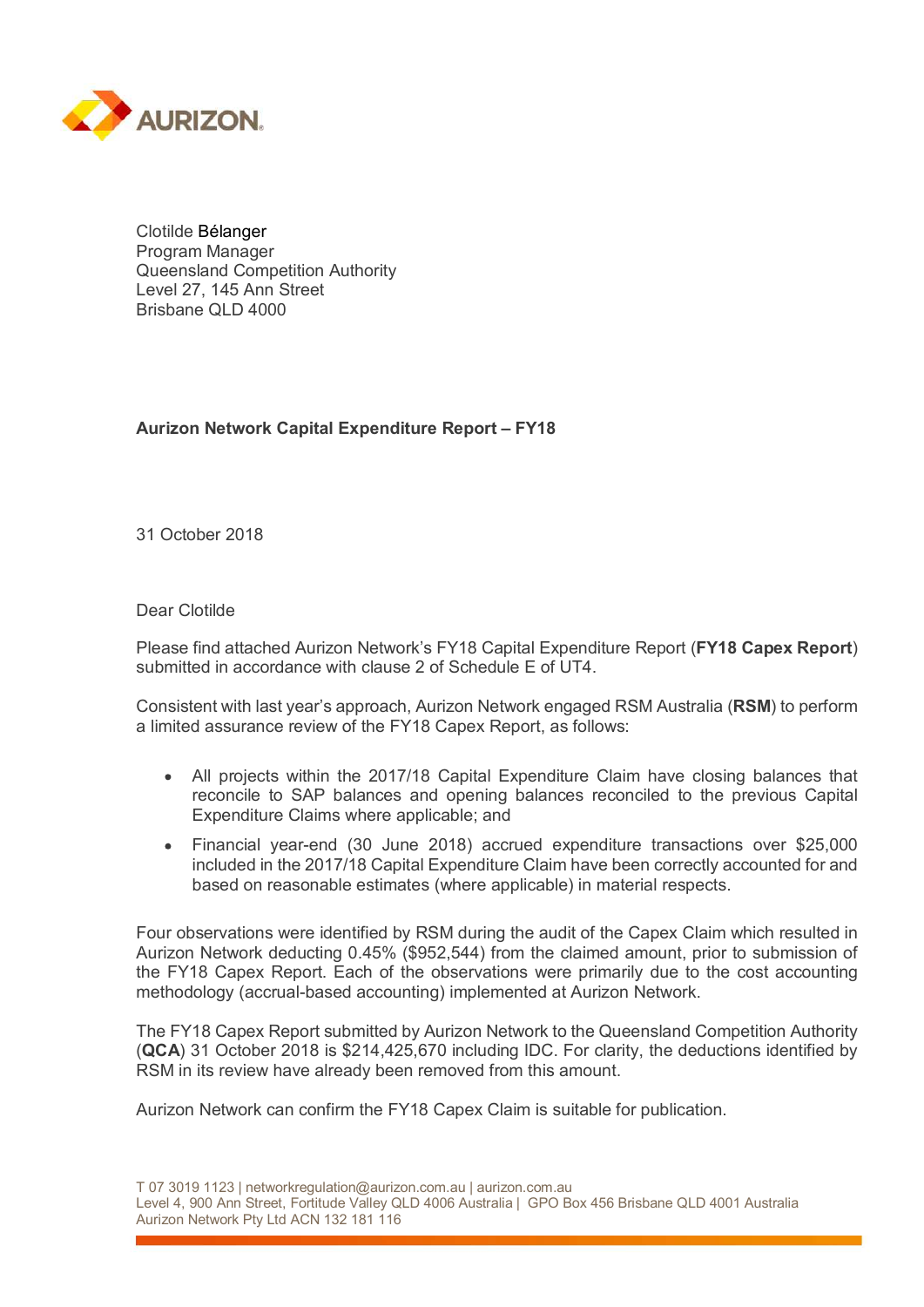AURIZON

Clotilde Bélanger
Program Manager
Queensland Competition Authority
Level 27, 145 Ann Street
Brisbane QLD 4000

**Aurizon Network Capital Expenditure Report – FY18**

31 October 2018

Dear Clotilde

Please find attached Aurizon Network's FY18 Capital Expenditure Report (**FY18 Capex Report**) submitted in accordance with clause 2 of Schedule E of UT4.

Consistent with last year's approach, Aurizon Network engaged RSM Australia (**RSM**) to perform a limited assurance review of the FY18 Capex Report, as follows:

- All projects within the 2017/18 Capital Expenditure Claim have closing balances that reconcile to SAP balances and opening balances reconciled to the previous Capital Expenditure Claims where applicable; and
- Financial year-end (30 June 2018) accrued expenditure transactions over $25,000 included in the 2017/18 Capital Expenditure Claim have been correctly accounted for and based on reasonable estimates (where applicable) in material respects.

Four observations were identified by RSM during the audit of the Capex Claim which resulted in Aurizon Network deducting 0.45% ($952,544) from the claimed amount, prior to submission of the FY18 Capex Report. Each of the observations were primarily due to the cost accounting methodology (accrual-based accounting) implemented at Aurizon Network.

The FY18 Capex Report submitted by Aurizon Network to the Queensland Competition Authority (**QCA**) 31 October 2018 is $214,425,670 including IDC. For clarity, the deductions identified by RSM in its review have already been removed from this amount.

Aurizon Network can confirm the FY18 Capex Claim is suitable for publication.

T 07 3019 1123 | networkregulation@aurizon.com.au | aurizon.com.au
Level 4, 900 Ann Street, Fortitude Valley QLD 4006 Australia | GPO Box 456 Brisbane QLD 4001 Australia
Aurizon Network Pty Ltd ACN 132 181 116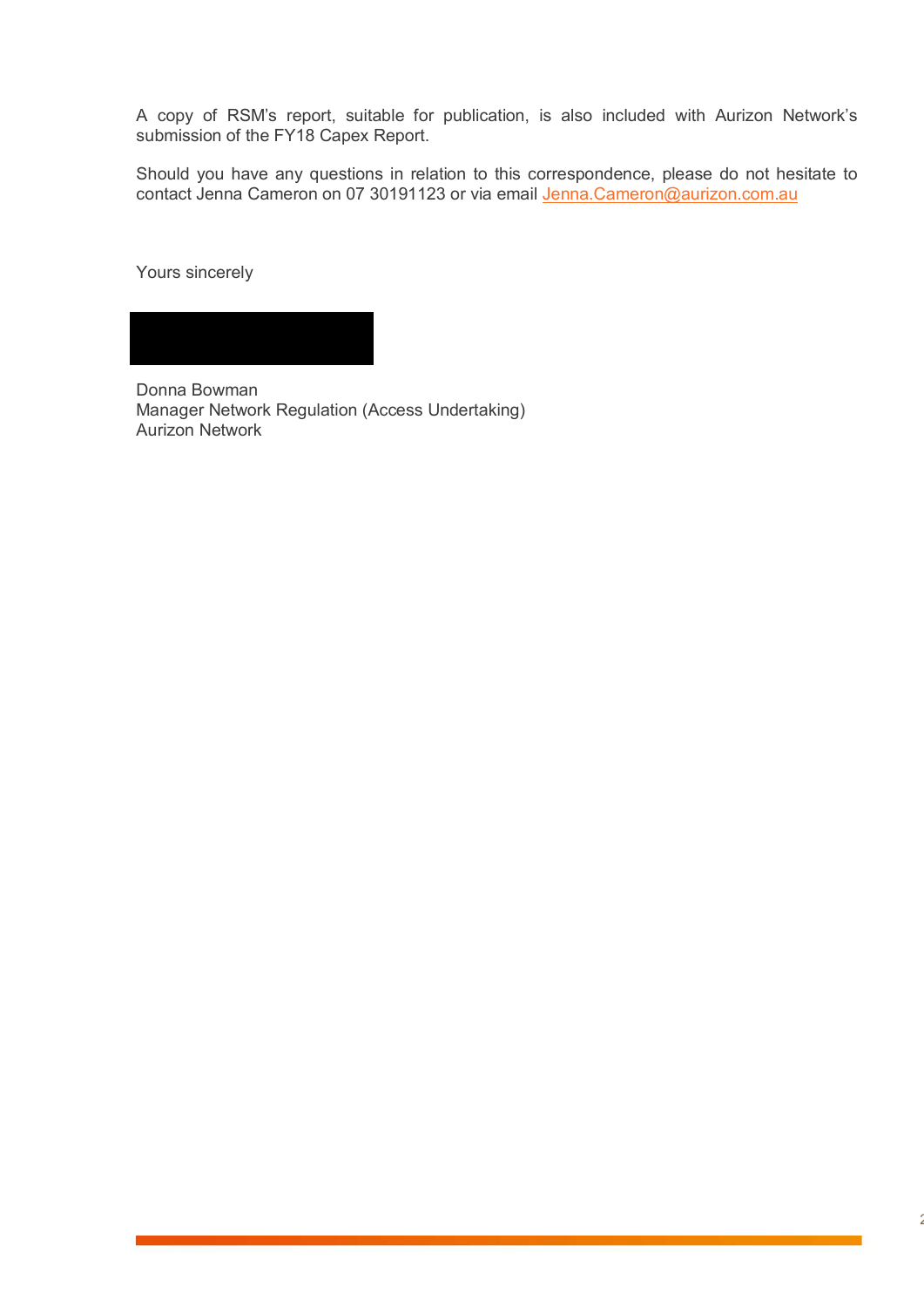A copy of RSM's report, suitable for publication, is also included with Aurizon Network's submission of the FY18 Capex Report.

Should you have any questions in relation to this correspondence, please do not hesitate to contact Jenna Cameron on 07 30191123 or via email Jenna.Cameron@aurizon.com.au

Yours sincerely

Donna Bowman
Manager Network Regulation (Access Undertaking)
Aurizon Network